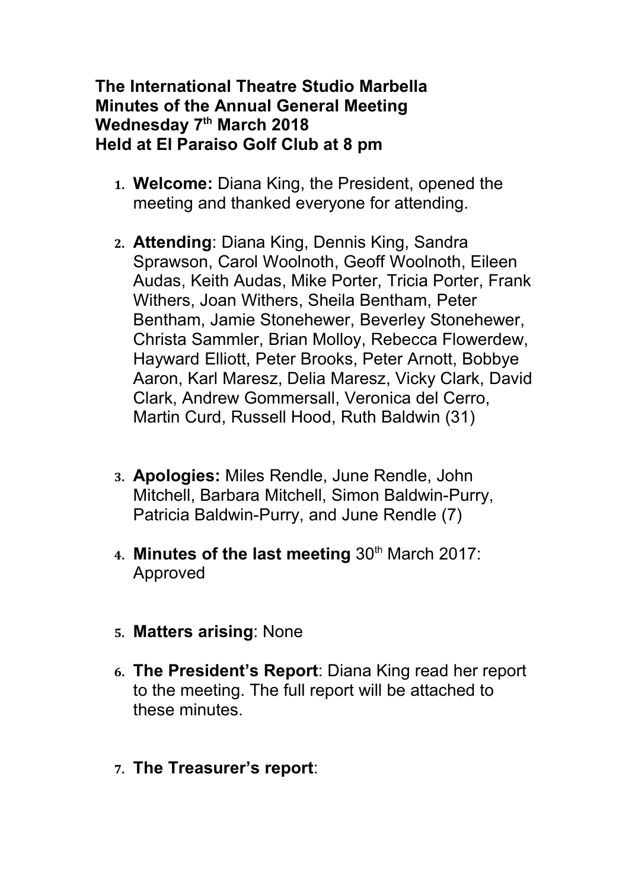**The International Theatre Studio Marbella**
**Minutes of the Annual General Meeting**
**Wednesday 7th March 2018**
**Held at El Paraiso Golf Club at 8 pm**

1. **Welcome:** Diana King, the President, opened the meeting and thanked everyone for attending.

2. **Attending**: Diana King, Dennis King, Sandra Sprawson, Carol Woolnoth, Geoff Woolnoth, Eileen Audas, Keith Audas, Mike Porter, Tricia Porter, Frank Withers, Joan Withers, Sheila Bentham, Peter Bentham, Jamie Stonehewer, Beverley Stonehewer, Christa Sammler, Brian Molloy, Rebecca Flowerdew, Hayward Elliott, Peter Brooks, Peter Arnott, Bobbye Aaron, Karl Maresz, Delia Maresz, Vicky Clark, David Clark, Andrew Gommersall, Veronica del Cerro, Martin Curd, Russell Hood, Ruth Baldwin (31)

3. **Apologies:** Miles Rendle, June Rendle, John Mitchell, Barbara Mitchell, Simon Baldwin-Purry, Patricia Baldwin-Purry, and June Rendle (7)

4. **Minutes of the last meeting** 30th March 2017: Approved

5. **Matters arising**: None

6. **The President's Report**: Diana King read her report to the meeting. The full report will be attached to these minutes.

7. **The Treasurer's report**: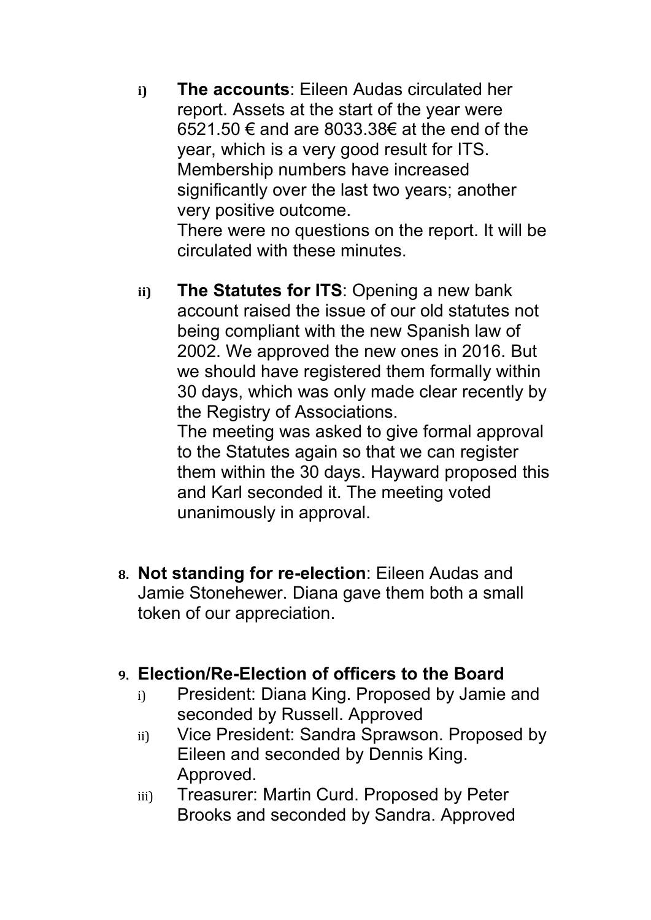i) **The accounts**: Eileen Audas circulated her report. Assets at the start of the year were 6521.50 € and are 8033.38€ at the end of the year, which is a very good result for ITS. Membership numbers have increased significantly over the last two years; another very positive outcome.
   There were no questions on the report. It will be circulated with these minutes.

ii) **The Statutes for ITS**: Opening a new bank account raised the issue of our old statutes not being compliant with the new Spanish law of 2002. We approved the new ones in 2016. But we should have registered them formally within 30 days, which was only made clear recently by the Registry of Associations.
   The meeting was asked to give formal approval to the Statutes again so that we can register them within the 30 days. Hayward proposed this and Karl seconded it. The meeting voted unanimously in approval.

8. **Not standing for re-election**: Eileen Audas and Jamie Stonehewer. Diana gave them both a small token of our appreciation.

9. **Election/Re-Election of officers to the Board**
   i) President: Diana King. Proposed by Jamie and seconded by Russell. Approved
   ii) Vice President: Sandra Sprawson. Proposed by Eileen and seconded by Dennis King. Approved.
   iii) Treasurer: Martin Curd. Proposed by Peter Brooks and seconded by Sandra. Approved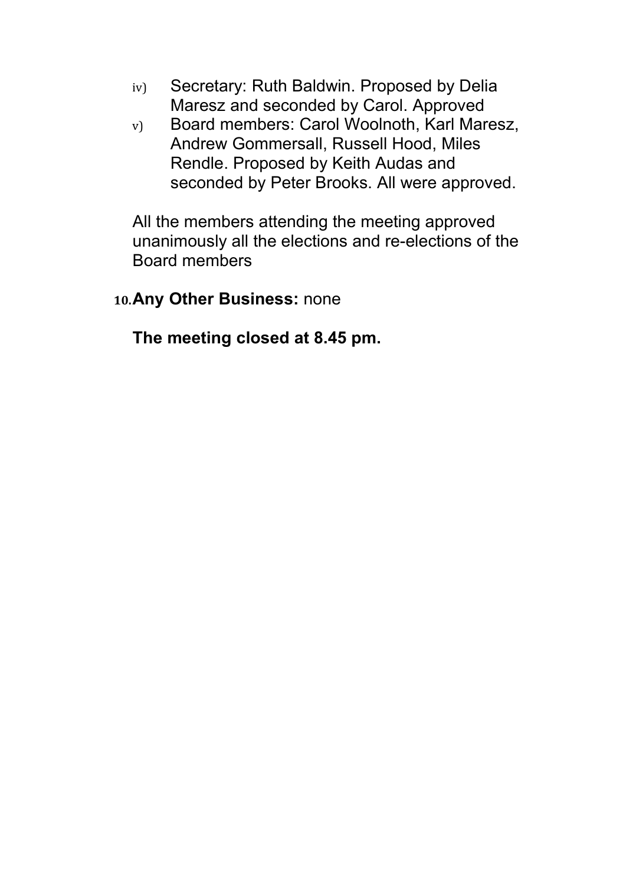iv) Secretary: Ruth Baldwin. Proposed by Delia Maresz and seconded by Carol. Approved

v) Board members: Carol Woolnoth, Karl Maresz, Andrew Gommersall, Russell Hood, Miles Rendle. Proposed by Keith Audas and seconded by Peter Brooks. All were approved.

All the members attending the meeting approved unanimously all the elections and re-elections of the Board members

10. **Any Other Business:** none

**The meeting closed at 8.45 pm.**